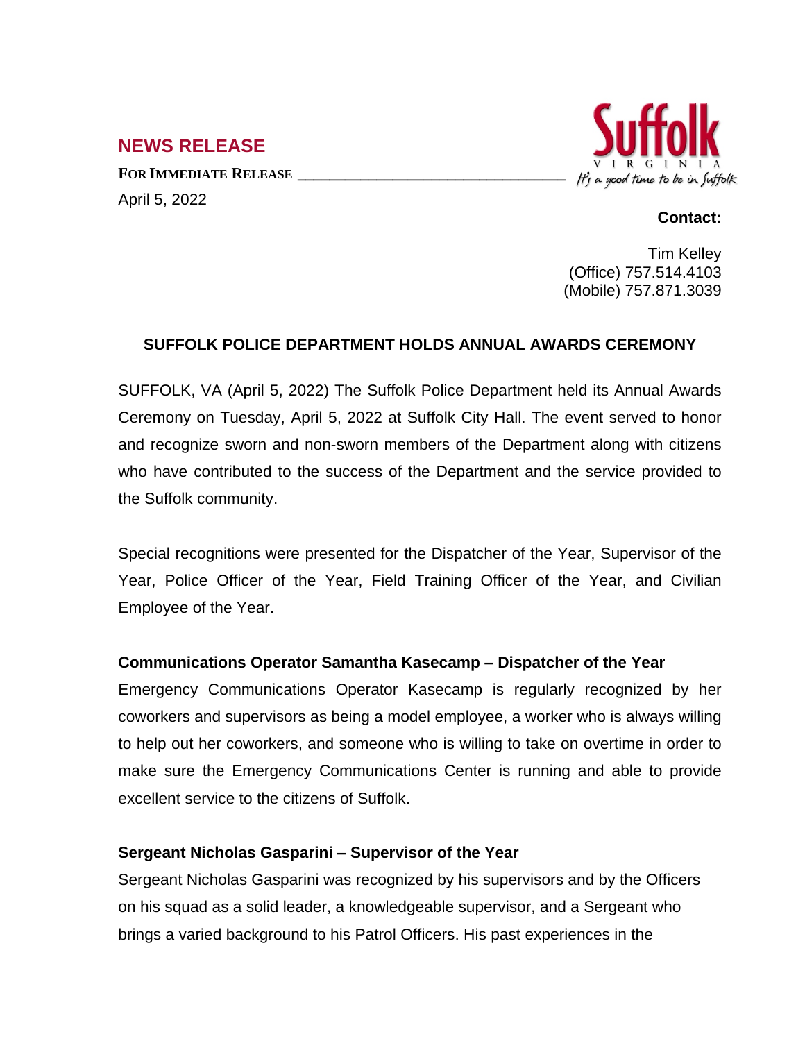## NEWS RELEASE

**FOR IMMEDIATE RELEASE**

April 5, 2022

**Contact:**

Tim Kelley
(Office) 757.514.4103
(Mobile) 757.871.3039

### SUFFOLK POLICE DEPARTMENT HOLDS ANNUAL AWARDS CEREMONY

SUFFOLK, VA (April 5, 2022) The Suffolk Police Department held its Annual Awards Ceremony on Tuesday, April 5, 2022 at Suffolk City Hall. The event served to honor and recognize sworn and non-sworn members of the Department along with citizens who have contributed to the success of the Department and the service provided to the Suffolk community.

Special recognitions were presented for the Dispatcher of the Year, Supervisor of the Year, Police Officer of the Year, Field Training Officer of the Year, and Civilian Employee of the Year.

**Communications Operator Samantha Kasecamp – Dispatcher of the Year**

Emergency Communications Operator Kasecamp is regularly recognized by her coworkers and supervisors as being a model employee, a worker who is always willing to help out her coworkers, and someone who is willing to take on overtime in order to make sure the Emergency Communications Center is running and able to provide excellent service to the citizens of Suffolk.

**Sergeant Nicholas Gasparini – Supervisor of the Year**

Sergeant Nicholas Gasparini was recognized by his supervisors and by the Officers on his squad as a solid leader, a knowledgeable supervisor, and a Sergeant who brings a varied background to his Patrol Officers. His past experiences in the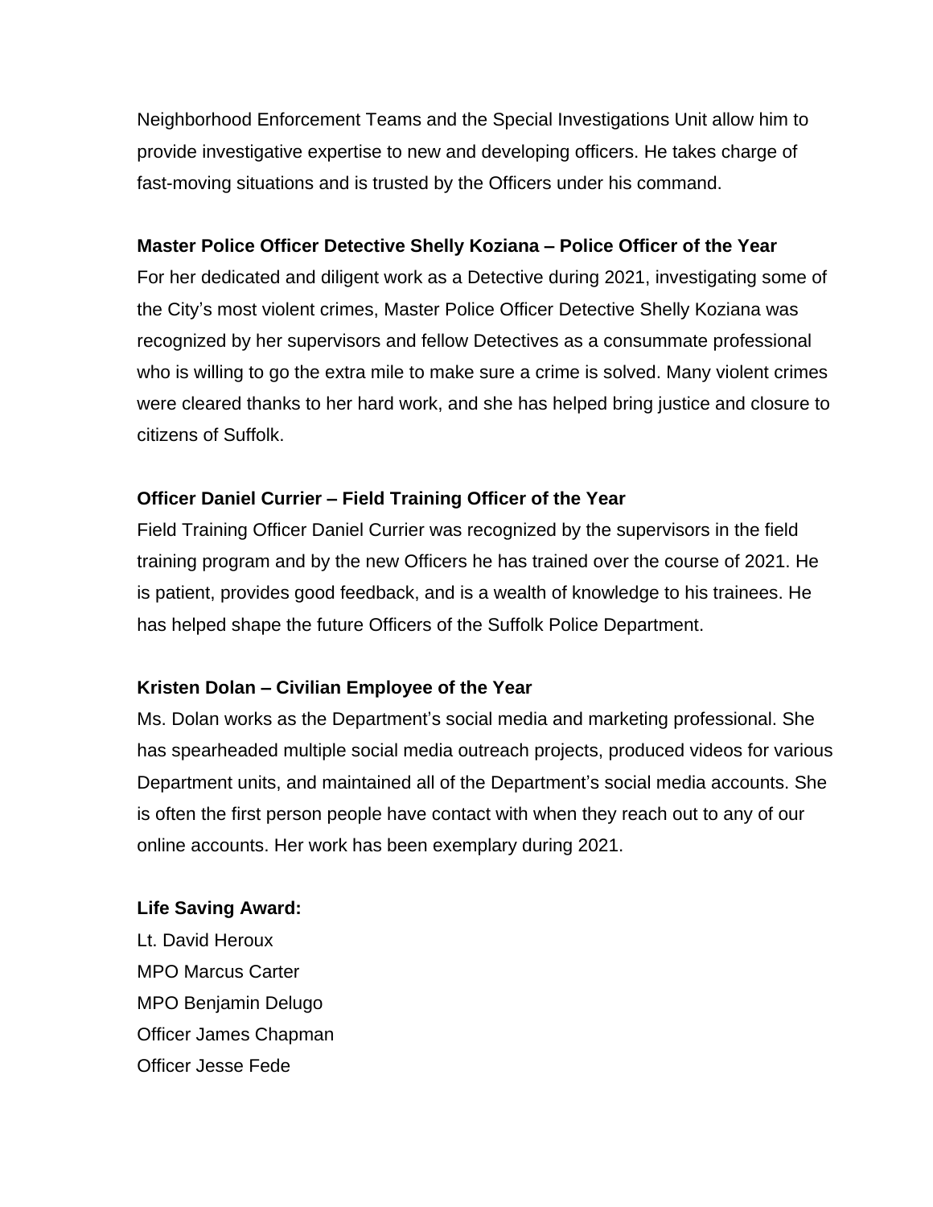Neighborhood Enforcement Teams and the Special Investigations Unit allow him to provide investigative expertise to new and developing officers. He takes charge of fast-moving situations and is trusted by the Officers under his command.

**Master Police Officer Detective Shelly Koziana – Police Officer of the Year**

For her dedicated and diligent work as a Detective during 2021, investigating some of the City's most violent crimes, Master Police Officer Detective Shelly Koziana was recognized by her supervisors and fellow Detectives as a consummate professional who is willing to go the extra mile to make sure a crime is solved. Many violent crimes were cleared thanks to her hard work, and she has helped bring justice and closure to citizens of Suffolk.

**Officer Daniel Currier – Field Training Officer of the Year**

Field Training Officer Daniel Currier was recognized by the supervisors in the field training program and by the new Officers he has trained over the course of 2021. He is patient, provides good feedback, and is a wealth of knowledge to his trainees. He has helped shape the future Officers of the Suffolk Police Department.

**Kristen Dolan – Civilian Employee of the Year**

Ms. Dolan works as the Department's social media and marketing professional. She has spearheaded multiple social media outreach projects, produced videos for various Department units, and maintained all of the Department's social media accounts. She is often the first person people have contact with when they reach out to any of our online accounts. Her work has been exemplary during 2021.

**Life Saving Award:**

Lt. David Heroux
MPO Marcus Carter
MPO Benjamin Delugo
Officer James Chapman
Officer Jesse Fede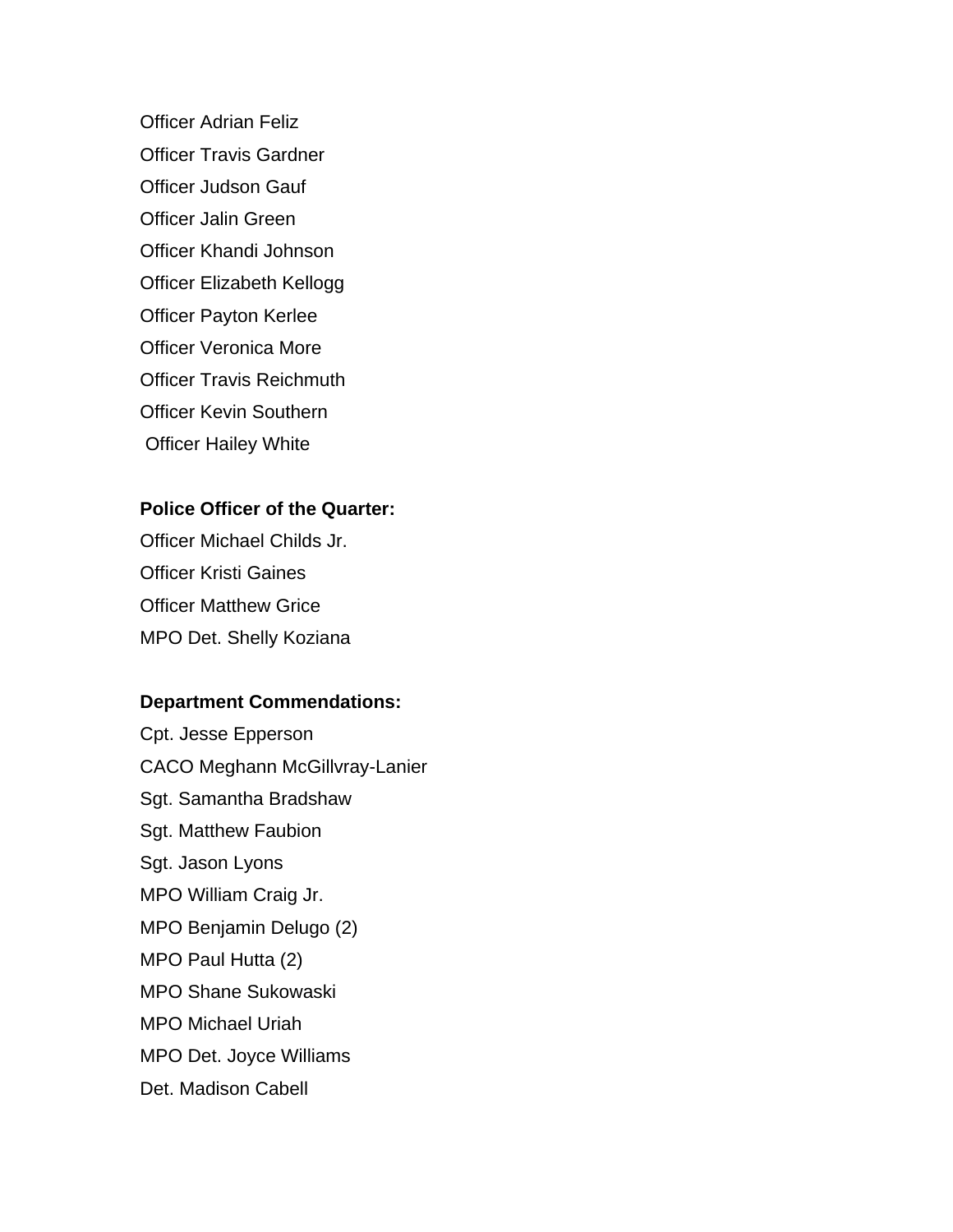Officer Adrian Feliz

Officer Travis Gardner

Officer Judson Gauf

Officer Jalin Green

Officer Khandi Johnson

Officer Elizabeth Kellogg

Officer Payton Kerlee

Officer Veronica More

Officer Travis Reichmuth

Officer Kevin Southern

Officer Hailey White

**Police Officer of the Quarter:**

Officer Michael Childs Jr.

Officer Kristi Gaines

Officer Matthew Grice

MPO Det. Shelly Koziana

**Department Commendations:**

Cpt. Jesse Epperson

CACO Meghann McGillvray-Lanier

Sgt. Samantha Bradshaw

Sgt. Matthew Faubion

Sgt. Jason Lyons

MPO William Craig Jr.

MPO Benjamin Delugo (2)

MPO Paul Hutta (2)

MPO Shane Sukowaski

MPO Michael Uriah

MPO Det. Joyce Williams

Det. Madison Cabell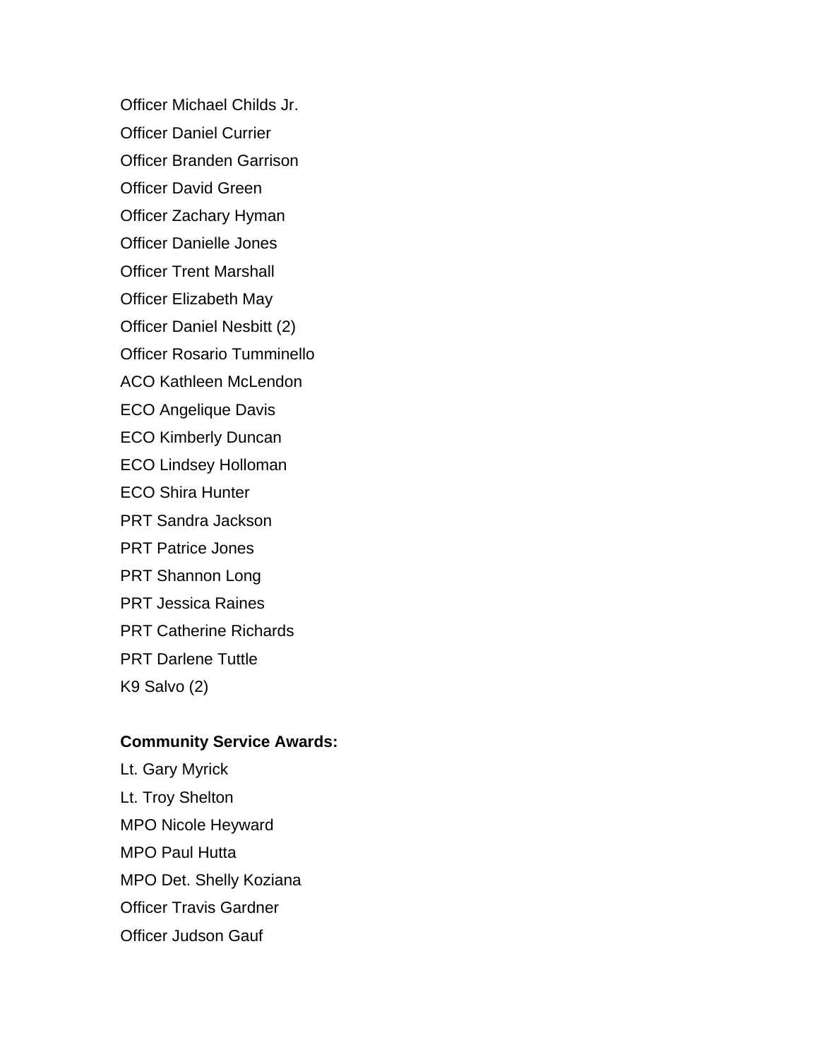Officer Michael Childs Jr.

Officer Daniel Currier

Officer Branden Garrison

Officer David Green

Officer Zachary Hyman

Officer Danielle Jones

Officer Trent Marshall

Officer Elizabeth May

Officer Daniel Nesbitt (2)

Officer Rosario Tumminello

ACO Kathleen McLendon

ECO Angelique Davis

ECO Kimberly Duncan

ECO Lindsey Holloman

ECO Shira Hunter

PRT Sandra Jackson

PRT Patrice Jones

PRT Shannon Long

PRT Jessica Raines

PRT Catherine Richards

PRT Darlene Tuttle

K9 Salvo (2)

**Community Service Awards:**

Lt. Gary Myrick

Lt. Troy Shelton

MPO Nicole Heyward

MPO Paul Hutta

MPO Det. Shelly Koziana

Officer Travis Gardner

Officer Judson Gauf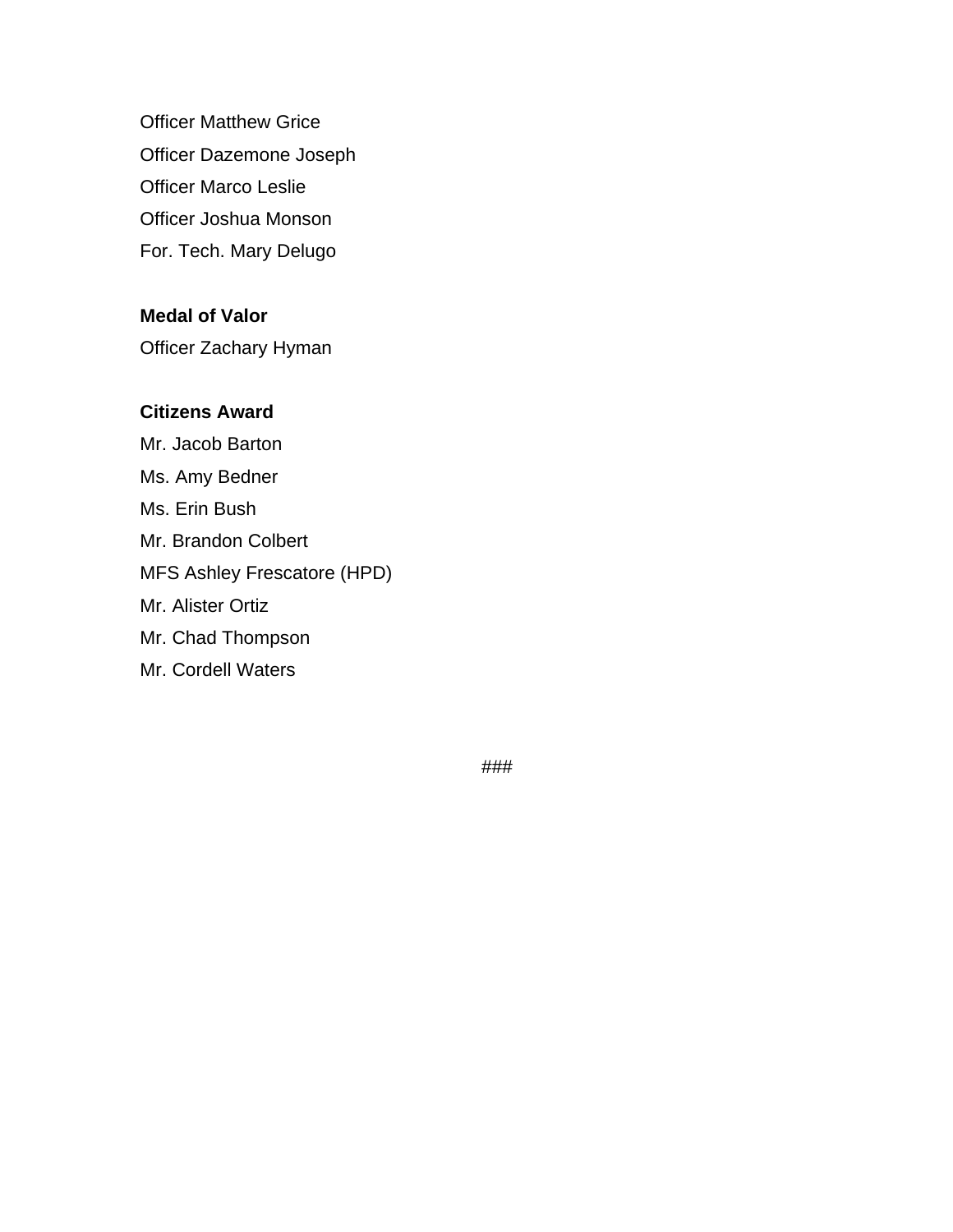Officer Matthew Grice

Officer Dazemone Joseph

Officer Marco Leslie

Officer Joshua Monson

For. Tech. Mary Delugo

**Medal of Valor**

Officer Zachary Hyman

**Citizens Award**

Mr. Jacob Barton

Ms. Amy Bedner

Ms. Erin Bush

Mr. Brandon Colbert

MFS Ashley Frescatore (HPD)

Mr. Alister Ortiz

Mr. Chad Thompson

Mr. Cordell Waters

###